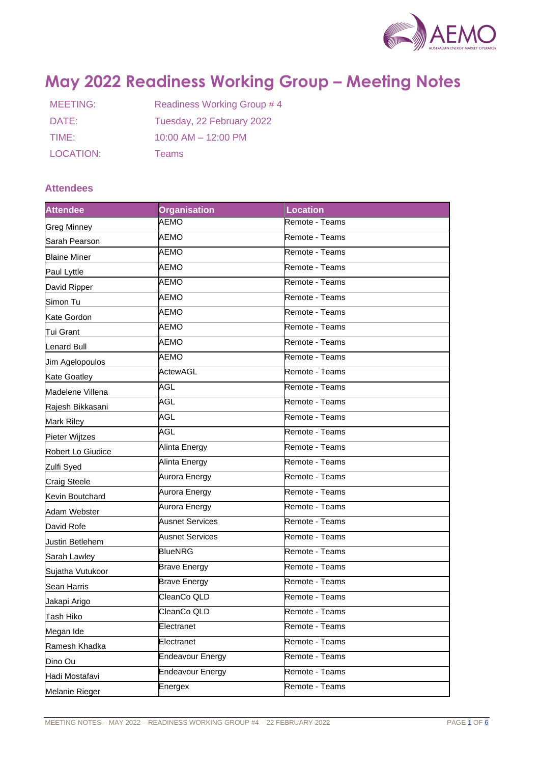# May 2022 Readiness Working Group – Meeting Notes

| | |
|---|---|
| MEETING: | Readiness Working Group # 4 |
| DATE: | Tuesday, 22 February 2022 |
| TIME: | 10:00 AM – 12:00 PM |
| LOCATION: | Teams |

### Attendees

| Attendee | Organisation | Location |
|---|---|---|
| Greg Minney | AEMO | Remote - Teams |
| Sarah Pearson | AEMO | Remote - Teams |
| Blaine Miner | AEMO | Remote - Teams |
| Paul Lyttle | AEMO | Remote - Teams |
| David Ripper | AEMO | Remote - Teams |
| Simon Tu | AEMO | Remote - Teams |
| Kate Gordon | AEMO | Remote - Teams |
| Tui Grant | AEMO | Remote - Teams |
| Lenard Bull | AEMO | Remote - Teams |
| Jim Agelopoulos | AEMO | Remote - Teams |
| Kate Goatley | ActewAGL | Remote - Teams |
| Madelene Villena | AGL | Remote - Teams |
| Rajesh Bikkasani | AGL | Remote - Teams |
| Mark Riley | AGL | Remote - Teams |
| Pieter Wijtzes | AGL | Remote - Teams |
| Robert Lo Giudice | Alinta Energy | Remote - Teams |
| Zulfi Syed | Alinta Energy | Remote - Teams |
| Craig Steele | Aurora Energy | Remote - Teams |
| Kevin Boutchard | Aurora Energy | Remote - Teams |
| Adam Webster | Aurora Energy | Remote - Teams |
| David Rofe | Ausnet Services | Remote - Teams |
| Justin Betlehem | Ausnet Services | Remote - Teams |
| Sarah Lawley | BlueNRG | Remote - Teams |
| Sujatha Vutukoor | Brave Energy | Remote - Teams |
| Sean Harris | Brave Energy | Remote - Teams |
| Jakapi Arigo | CleanCo QLD | Remote - Teams |
| Tash Hiko | CleanCo QLD | Remote - Teams |
| Megan Ide | Electranet | Remote - Teams |
| Ramesh Khadka | Electranet | Remote - Teams |
| Dino Ou | Endeavour Energy | Remote - Teams |
| Hadi Mostafavi | Endeavour Energy | Remote - Teams |
| Melanie Rieger | Energex | Remote - Teams |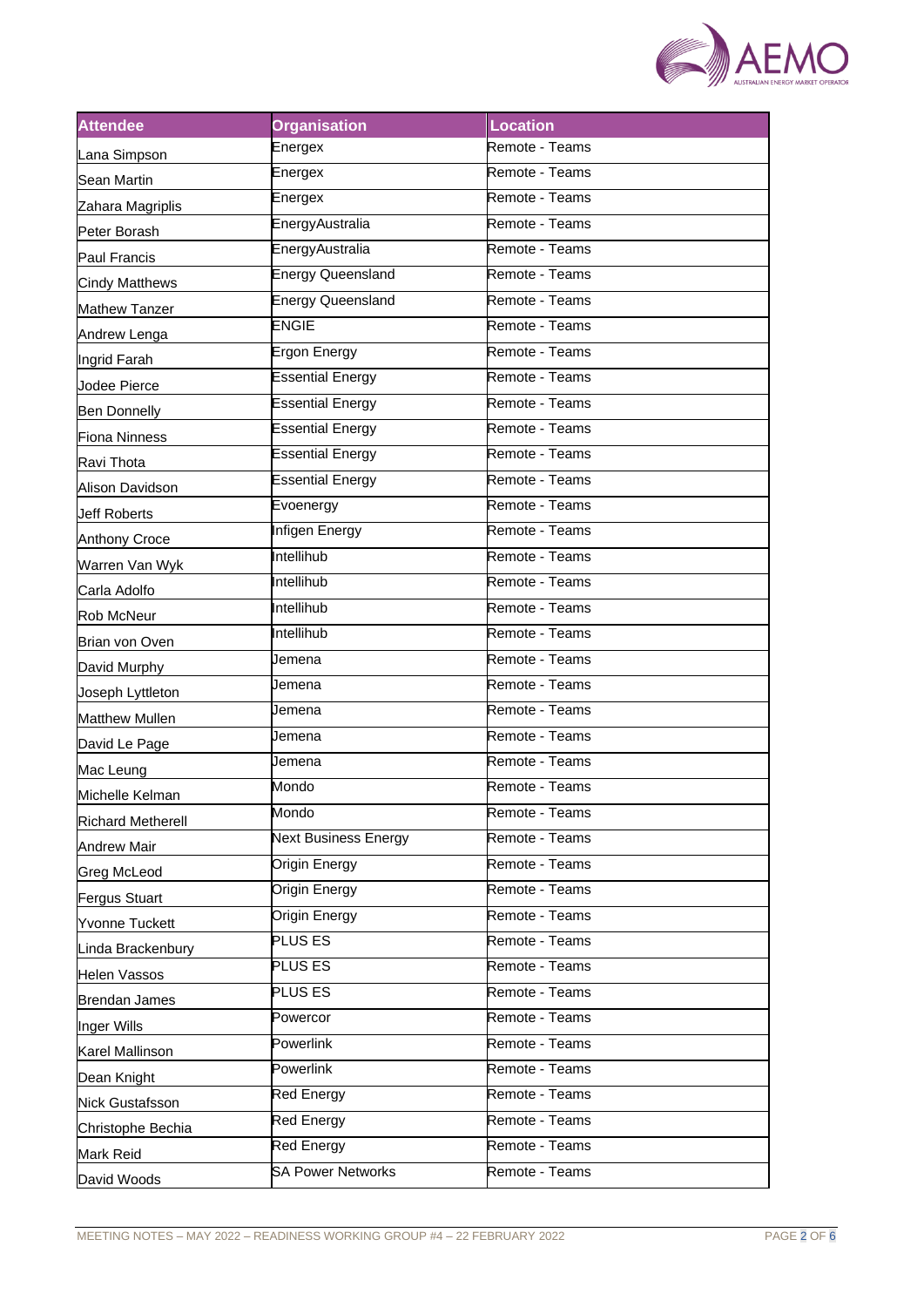| Attendee | Organisation | Location |
| --- | --- | --- |
| Lana Simpson | Energex | Remote - Teams |
| Sean Martin | Energex | Remote - Teams |
| Zahara Magriplis | Energex | Remote - Teams |
| Peter Borash | EnergyAustralia | Remote - Teams |
| Paul Francis | EnergyAustralia | Remote - Teams |
| Cindy Matthews | Energy Queensland | Remote - Teams |
| Mathew Tanzer | Energy Queensland | Remote - Teams |
| Andrew Lenga | ENGIE | Remote - Teams |
| Ingrid Farah | Ergon Energy | Remote - Teams |
| Jodee Pierce | Essential Energy | Remote - Teams |
| Ben Donnelly | Essential Energy | Remote - Teams |
| Fiona Ninness | Essential Energy | Remote - Teams |
| Ravi Thota | Essential Energy | Remote - Teams |
| Alison Davidson | Essential Energy | Remote - Teams |
| Jeff Roberts | Evoenergy | Remote - Teams |
| Anthony Croce | Infigen Energy | Remote - Teams |
| Warren Van Wyk | Intellihub | Remote - Teams |
| Carla Adolfo | Intellihub | Remote - Teams |
| Rob McNeur | Intellihub | Remote - Teams |
| Brian von Oven | Intellihub | Remote - Teams |
| David Murphy | Jemena | Remote - Teams |
| Joseph Lyttleton | Jemena | Remote - Teams |
| Matthew Mullen | Jemena | Remote - Teams |
| David Le Page | Jemena | Remote - Teams |
| Mac Leung | Jemena | Remote - Teams |
| Michelle Kelman | Mondo | Remote - Teams |
| Richard Metherell | Mondo | Remote - Teams |
| Andrew Mair | Next Business Energy | Remote - Teams |
| Greg McLeod | Origin Energy | Remote - Teams |
| Fergus Stuart | Origin Energy | Remote - Teams |
| Yvonne Tuckett | Origin Energy | Remote - Teams |
| Linda Brackenbury | PLUS ES | Remote - Teams |
| Helen Vassos | PLUS ES | Remote - Teams |
| Brendan James | PLUS ES | Remote - Teams |
| Inger Wills | Powercor | Remote - Teams |
| Karel Mallinson | Powerlink | Remote - Teams |
| Dean Knight | Powerlink | Remote - Teams |
| Nick Gustafsson | Red Energy | Remote - Teams |
| Christophe Bechia | Red Energy | Remote - Teams |
| Mark Reid | Red Energy | Remote - Teams |
| David Woods | SA Power Networks | Remote - Teams |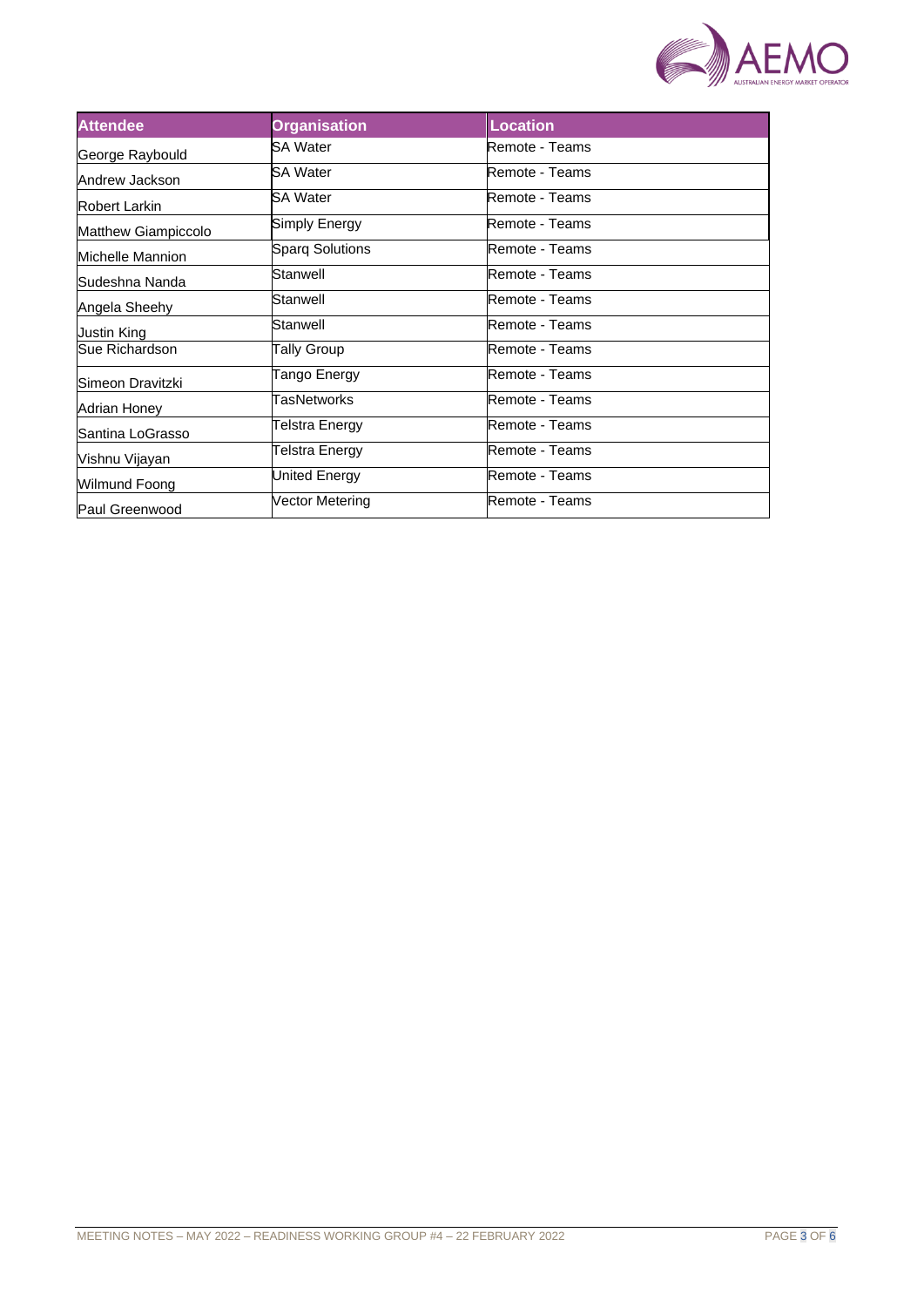| Attendee | Organisation | Location |
| --- | --- | --- |
| George Raybould | SA Water | Remote - Teams |
| Andrew Jackson | SA Water | Remote - Teams |
| Robert Larkin | SA Water | Remote - Teams |
| Matthew Giampiccolo | Simply Energy | Remote - Teams |
| Michelle Mannion | Sparq Solutions | Remote - Teams |
| Sudeshna Nanda | Stanwell | Remote - Teams |
| Angela Sheehy | Stanwell | Remote - Teams |
| Justin King | Stanwell | Remote - Teams |
| Sue Richardson | Tally Group | Remote - Teams |
| Simeon Dravitzki | Tango Energy | Remote - Teams |
| Adrian Honey | TasNetworks | Remote - Teams |
| Santina LoGrasso | Telstra Energy | Remote - Teams |
| Vishnu Vijayan | Telstra Energy | Remote - Teams |
| Wilmund Foong | United Energy | Remote - Teams |
| Paul Greenwood | Vector Metering | Remote - Teams |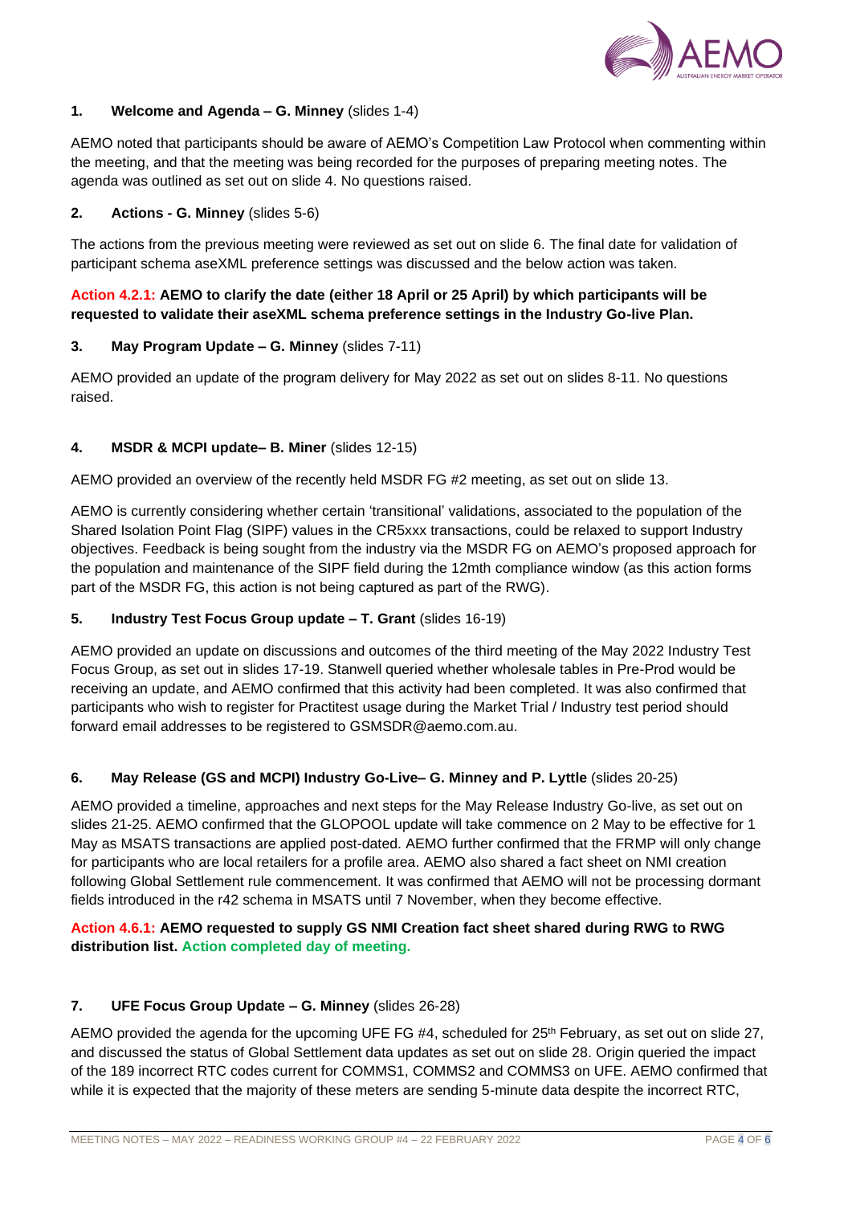### 1. Welcome and Agenda – G. Minney (slides 1-4)

AEMO noted that participants should be aware of AEMO's Competition Law Protocol when commenting within the meeting, and that the meeting was being recorded for the purposes of preparing meeting notes. The agenda was outlined as set out on slide 4. No questions raised.

### 2. Actions - G. Minney (slides 5-6)

The actions from the previous meeting were reviewed as set out on slide 6. The final date for validation of participant schema aseXML preference settings was discussed and the below action was taken.

**Action 4.2.1: AEMO to clarify the date (either 18 April or 25 April) by which participants will be requested to validate their aseXML schema preference settings in the Industry Go-live Plan.**

### 3. May Program Update – G. Minney (slides 7-11)

AEMO provided an update of the program delivery for May 2022 as set out on slides 8-11. No questions raised.

### 4. MSDR & MCPI update– B. Miner (slides 12-15)

AEMO provided an overview of the recently held MSDR FG #2 meeting, as set out on slide 13.

AEMO is currently considering whether certain 'transitional' validations, associated to the population of the Shared Isolation Point Flag (SIPF) values in the CR5xxx transactions, could be relaxed to support Industry objectives. Feedback is being sought from the industry via the MSDR FG on AEMO's proposed approach for the population and maintenance of the SIPF field during the 12mth compliance window (as this action forms part of the MSDR FG, this action is not being captured as part of the RWG).

### 5. Industry Test Focus Group update – T. Grant (slides 16-19)

AEMO provided an update on discussions and outcomes of the third meeting of the May 2022 Industry Test Focus Group, as set out in slides 17-19. Stanwell queried whether wholesale tables in Pre-Prod would be receiving an update, and AEMO confirmed that this activity had been completed. It was also confirmed that participants who wish to register for Practitest usage during the Market Trial / Industry test period should forward email addresses to be registered to GSMSDR@aemo.com.au.

### 6. May Release (GS and MCPI) Industry Go-Live– G. Minney and P. Lyttle (slides 20-25)

AEMO provided a timeline, approaches and next steps for the May Release Industry Go-live, as set out on slides 21-25. AEMO confirmed that the GLOPOOL update will take commence on 2 May to be effective for 1 May as MSATS transactions are applied post-dated. AEMO further confirmed that the FRMP will only change for participants who are local retailers for a profile area. AEMO also shared a fact sheet on NMI creation following Global Settlement rule commencement. It was confirmed that AEMO will not be processing dormant fields introduced in the r42 schema in MSATS until 7 November, when they become effective.

**Action 4.6.1: AEMO requested to supply GS NMI Creation fact sheet shared during RWG to RWG distribution list. Action completed day of meeting.**

### 7. UFE Focus Group Update – G. Minney (slides 26-28)

AEMO provided the agenda for the upcoming UFE FG #4, scheduled for 25th February, as set out on slide 27, and discussed the status of Global Settlement data updates as set out on slide 28. Origin queried the impact of the 189 incorrect RTC codes current for COMMS1, COMMS2 and COMMS3 on UFE. AEMO confirmed that while it is expected that the majority of these meters are sending 5-minute data despite the incorrect RTC,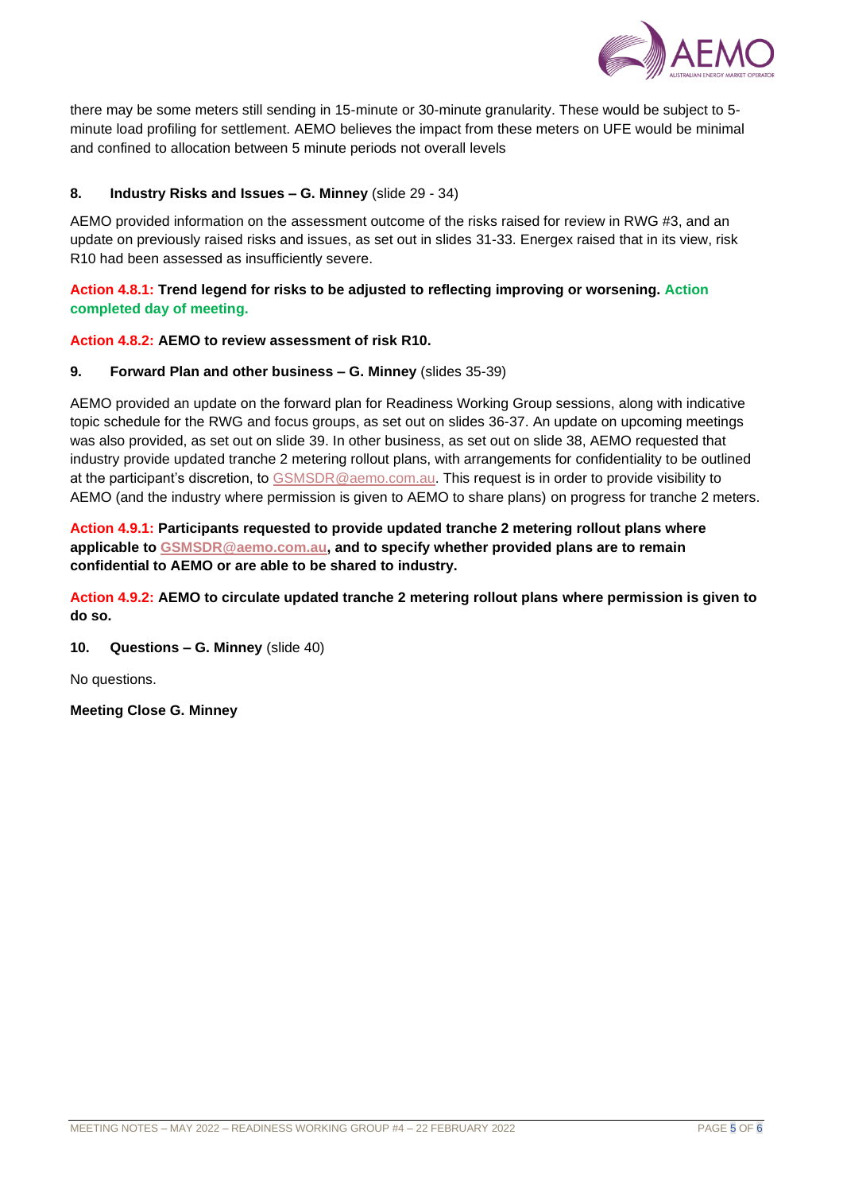there may be some meters still sending in 15-minute or 30-minute granularity. These would be subject to 5-minute load profiling for settlement. AEMO believes the impact from these meters on UFE would be minimal and confined to allocation between 5 minute periods not overall levels

**8. Industry Risks and Issues – G. Minney** (slide 29 - 34)

AEMO provided information on the assessment outcome of the risks raised for review in RWG #3, and an update on previously raised risks and issues, as set out in slides 31-33. Energex raised that in its view, risk R10 had been assessed as insufficiently severe.

**Action 4.8.1: Trend legend for risks to be adjusted to reflecting improving or worsening. Action completed day of meeting.**

**Action 4.8.2: AEMO to review assessment of risk R10.**

**9. Forward Plan and other business – G. Minney** (slides 35-39)

AEMO provided an update on the forward plan for Readiness Working Group sessions, along with indicative topic schedule for the RWG and focus groups, as set out on slides 36-37. An update on upcoming meetings was also provided, as set out on slide 39. In other business, as set out on slide 38, AEMO requested that industry provide updated tranche 2 metering rollout plans, with arrangements for confidentiality to be outlined at the participant's discretion, to GSMSDR@aemo.com.au. This request is in order to provide visibility to AEMO (and the industry where permission is given to AEMO to share plans) on progress for tranche 2 meters.

**Action 4.9.1: Participants requested to provide updated tranche 2 metering rollout plans where applicable to GSMSDR@aemo.com.au, and to specify whether provided plans are to remain confidential to AEMO or are able to be shared to industry.**

**Action 4.9.2: AEMO to circulate updated tranche 2 metering rollout plans where permission is given to do so.**

**10. Questions – G. Minney** (slide 40)

No questions.

**Meeting Close G. Minney**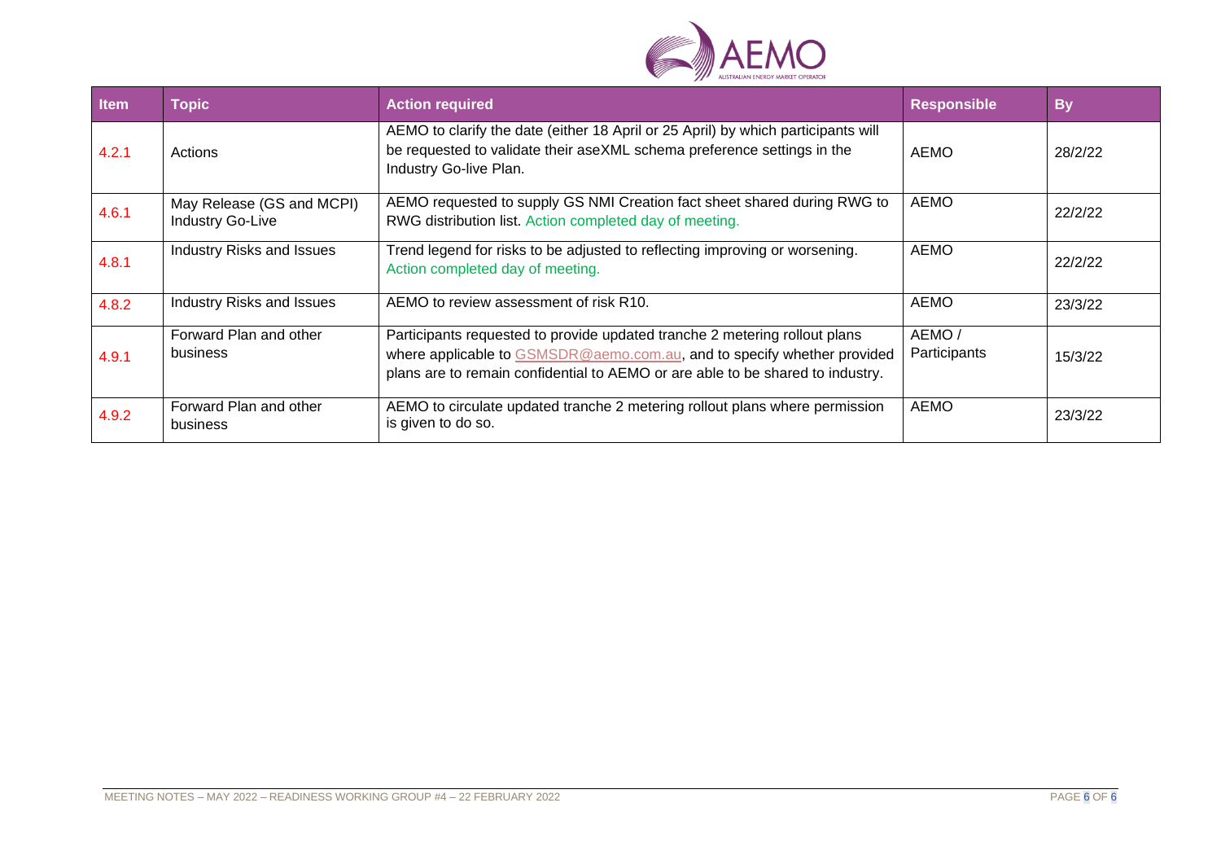| Item | Topic | Action required | Responsible | By |
|---|---|---|---|---|
| 4.2.1 | Actions | AEMO to clarify the date (either 18 April or 25 April) by which participants will be requested to validate their aseXML schema preference settings in the Industry Go-live Plan. | AEMO | 28/2/22 |
| 4.6.1 | May Release (GS and MCPI) Industry Go-Live | AEMO requested to supply GS NMI Creation fact sheet shared during RWG to RWG distribution list. Action completed day of meeting. | AEMO | 22/2/22 |
| 4.8.1 | Industry Risks and Issues | Trend legend for risks to be adjusted to reflecting improving or worsening. Action completed day of meeting. | AEMO | 22/2/22 |
| 4.8.2 | Industry Risks and Issues | AEMO to review assessment of risk R10. | AEMO | 23/3/22 |
| 4.9.1 | Forward Plan and other business | Participants requested to provide updated tranche 2 metering rollout plans where applicable to GSMSDR@aemo.com.au, and to specify whether provided plans are to remain confidential to AEMO or are able to be shared to industry. | AEMO / Participants | 15/3/22 |
| 4.9.2 | Forward Plan and other business | AEMO to circulate updated tranche 2 metering rollout plans where permission is given to do so. | AEMO | 23/3/22 |